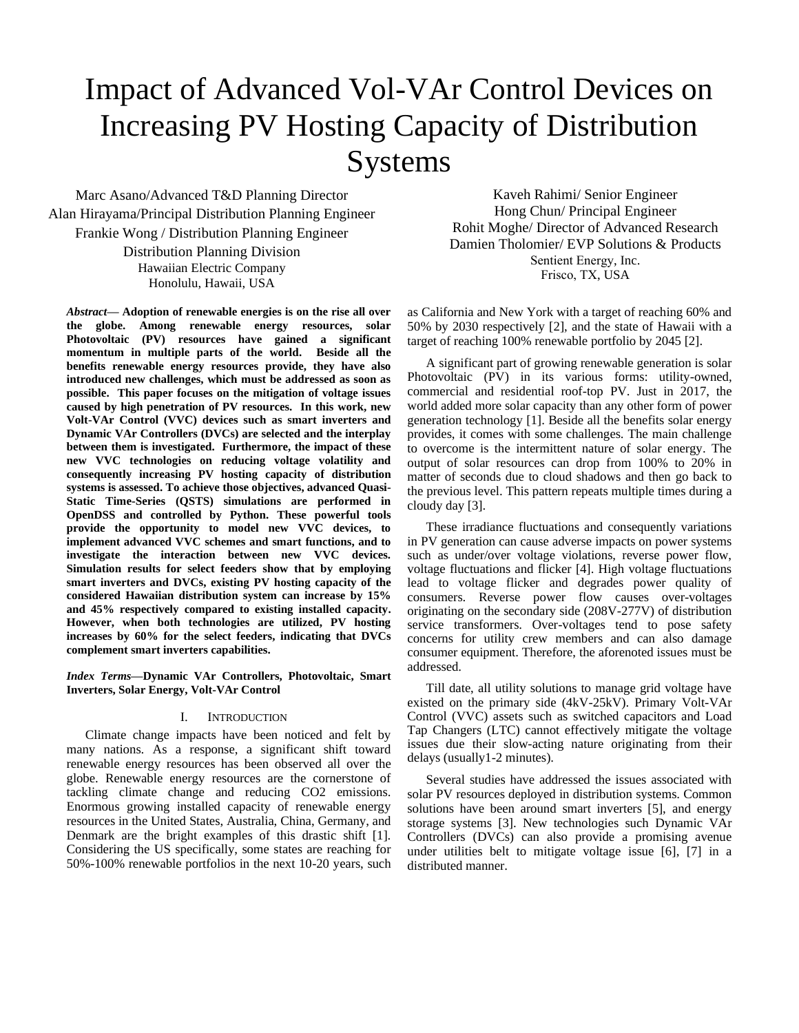# Impact of Advanced Vol-VAr Control Devices on Increasing PV Hosting Capacity of Distribution Systems

Marc Asano/Advanced T&D Planning Director
Alan Hirayama/Principal Distribution Planning Engineer
Frankie Wong / Distribution Planning Engineer
Distribution Planning Division
Hawaiian Electric Company
Honolulu, Hawaii, USA

Kaveh Rahimi/ Senior Engineer
Hong Chun/ Principal Engineer
Rohit Moghe/ Director of Advanced Research
Damien Tholomier/ EVP Solutions & Products
Sentient Energy, Inc.
Frisco, TX, USA

***Abstract*— Adoption of renewable energies is on the rise all over the globe. Among renewable energy resources, solar Photovoltaic (PV) resources have gained a significant momentum in multiple parts of the world. Beside all the benefits renewable energy resources provide, they have also introduced new challenges, which must be addressed as soon as possible. This paper focuses on the mitigation of voltage issues caused by high penetration of PV resources. In this work, new Volt-VAr Control (VVC) devices such as smart inverters and Dynamic VAr Controllers (DVCs) are selected and the interplay between them is investigated. Furthermore, the impact of these new VVC technologies on reducing voltage volatility and consequently increasing PV hosting capacity of distribution systems is assessed. To achieve those objectives, advanced Quasi-Static Time-Series (QSTS) simulations are performed in OpenDSS and controlled by Python. These powerful tools provide the opportunity to model new VVC devices, to implement advanced VVC schemes and smart functions, and to investigate the interaction between new VVC devices. Simulation results for select feeders show that by employing smart inverters and DVCs, existing PV hosting capacity of the considered Hawaiian distribution system can increase by 15% and 45% respectively compared to existing installed capacity. However, when both technologies are utilized, PV hosting increases by 60% for the select feeders, indicating that DVCs complement smart inverters capabilities.**

***Index Terms*—Dynamic VAr Controllers, Photovoltaic, Smart Inverters, Solar Energy, Volt-VAr Control**

## I. Introduction

Climate change impacts have been noticed and felt by many nations. As a response, a significant shift toward renewable energy resources has been observed all over the globe. Renewable energy resources are the cornerstone of tackling climate change and reducing CO2 emissions. Enormous growing installed capacity of renewable energy resources in the United States, Australia, China, Germany, and Denmark are the bright examples of this drastic shift [1]. Considering the US specifically, some states are reaching for 50%-100% renewable portfolios in the next 10-20 years, such as California and New York with a target of reaching 60% and 50% by 2030 respectively [2], and the state of Hawaii with a target of reaching 100% renewable portfolio by 2045 [2].

A significant part of growing renewable generation is solar Photovoltaic (PV) in its various forms: utility-owned, commercial and residential roof-top PV. Just in 2017, the world added more solar capacity than any other form of power generation technology [1]. Beside all the benefits solar energy provides, it comes with some challenges. The main challenge to overcome is the intermittent nature of solar energy. The output of solar resources can drop from 100% to 20% in matter of seconds due to cloud shadows and then go back to the previous level. This pattern repeats multiple times during a cloudy day [3].

These irradiance fluctuations and consequently variations in PV generation can cause adverse impacts on power systems such as under/over voltage violations, reverse power flow, voltage fluctuations and flicker [4]. High voltage fluctuations lead to voltage flicker and degrades power quality of consumers. Reverse power flow causes over-voltages originating on the secondary side (208V-277V) of distribution service transformers. Over-voltages tend to pose safety concerns for utility crew members and can also damage consumer equipment. Therefore, the aforenoted issues must be addressed.

Till date, all utility solutions to manage grid voltage have existed on the primary side (4kV-25kV). Primary Volt-VAr Control (VVC) assets such as switched capacitors and Load Tap Changers (LTC) cannot effectively mitigate the voltage issues due their slow-acting nature originating from their delays (usually1-2 minutes).

Several studies have addressed the issues associated with solar PV resources deployed in distribution systems. Common solutions have been around smart inverters [5], and energy storage systems [3]. New technologies such Dynamic VAr Controllers (DVCs) can also provide a promising avenue under utilities belt to mitigate voltage issue [6], [7] in a distributed manner.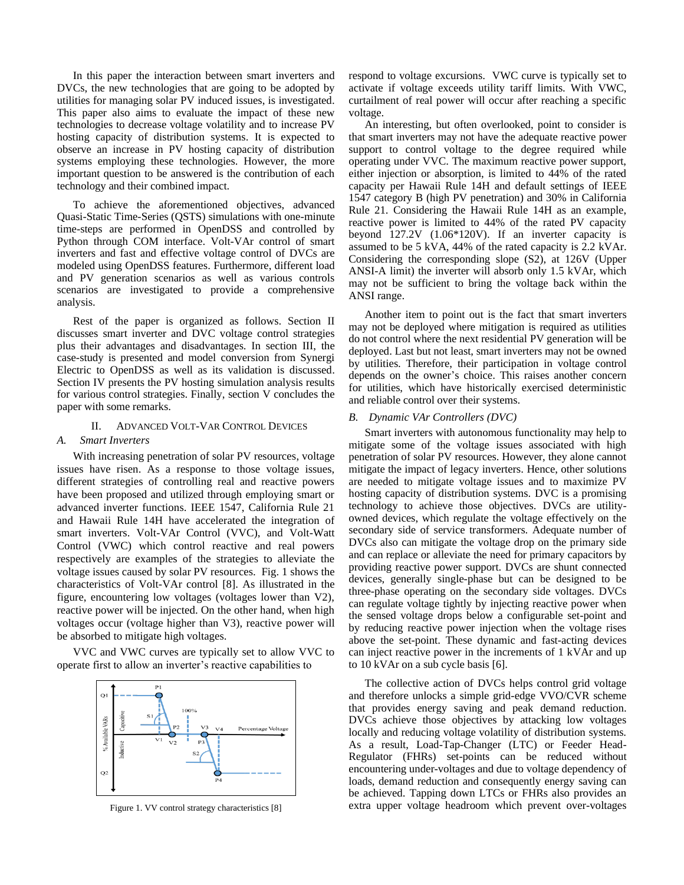In this paper the interaction between smart inverters and DVCs, the new technologies that are going to be adopted by utilities for managing solar PV induced issues, is investigated. This paper also aims to evaluate the impact of these new technologies to decrease voltage volatility and to increase PV hosting capacity of distribution systems. It is expected to observe an increase in PV hosting capacity of distribution systems employing these technologies. However, the more important question to be answered is the contribution of each technology and their combined impact.

To achieve the aforementioned objectives, advanced Quasi-Static Time-Series (QSTS) simulations with one-minute time-steps are performed in OpenDSS and controlled by Python through COM interface. Volt-VAr control of smart inverters and fast and effective voltage control of DVCs are modeled using OpenDSS features. Furthermore, different load and PV generation scenarios as well as various controls scenarios are investigated to provide a comprehensive analysis.

Rest of the paper is organized as follows. Section II discusses smart inverter and DVC voltage control strategies plus their advantages and disadvantages. In section III, the case-study is presented and model conversion from Synergi Electric to OpenDSS as well as its validation is discussed. Section IV presents the PV hosting simulation analysis results for various control strategies. Finally, section V concludes the paper with some remarks.

## II. Advanced Volt-VAr Control Devices

### *A. Smart Inverters*

With increasing penetration of solar PV resources, voltage issues have risen. As a response to those voltage issues, different strategies of controlling real and reactive powers have been proposed and utilized through employing smart or advanced inverter functions. IEEE 1547, California Rule 21 and Hawaii Rule 14H have accelerated the integration of smart inverters. Volt-VAr Control (VVC), and Volt-Watt Control (VWC) which control reactive and real powers respectively are examples of the strategies to alleviate the voltage issues caused by solar PV resources. Fig. 1 shows the characteristics of Volt-VAr control [8]. As illustrated in the figure, encountering low voltages (voltages lower than V2), reactive power will be injected. On the other hand, when high voltages occur (voltage higher than V3), reactive power will be absorbed to mitigate high voltages.

VVC and VWC curves are typically set to allow VVC to operate first to allow an inverter's reactive capabilities to respond to voltage excursions. VWC curve is typically set to activate if voltage exceeds utility tariff limits. With VWC, curtailment of real power will occur after reaching a specific voltage.

Figure 1. VV control strategy characteristics [8]

An interesting, but often overlooked, point to consider is that smart inverters may not have the adequate reactive power support to control voltage to the degree required while operating under VVC. The maximum reactive power support, either injection or absorption, is limited to 44% of the rated capacity per Hawaii Rule 14H and default settings of IEEE 1547 category B (high PV penetration) and 30% in California Rule 21. Considering the Hawaii Rule 14H as an example, reactive power is limited to 44% of the rated PV capacity beyond 127.2V (1.06*120V). If an inverter capacity is assumed to be 5 kVA, 44% of the rated capacity is 2.2 kVAr. Considering the corresponding slope (S2), at 126V (Upper ANSI-A limit) the inverter will absorb only 1.5 kVAr, which may not be sufficient to bring the voltage back within the ANSI range.

Another item to point out is the fact that smart inverters may not be deployed where mitigation is required as utilities do not control where the next residential PV generation will be deployed. Last but not least, smart inverters may not be owned by utilities. Therefore, their participation in voltage control depends on the owner's choice. This raises another concern for utilities, which have historically exercised deterministic and reliable control over their systems.

### *B. Dynamic VAr Controllers (DVC)*

Smart inverters with autonomous functionality may help to mitigate some of the voltage issues associated with high penetration of solar PV resources. However, they alone cannot mitigate the impact of legacy inverters. Hence, other solutions are needed to mitigate voltage issues and to maximize PV hosting capacity of distribution systems. DVC is a promising technology to achieve those objectives. DVCs are utility-owned devices, which regulate the voltage effectively on the secondary side of service transformers. Adequate number of DVCs also can mitigate the voltage drop on the primary side and can replace or alleviate the need for primary capacitors by providing reactive power support. DVCs are shunt connected devices, generally single-phase but can be designed to be three-phase operating on the secondary side voltages. DVCs can regulate voltage tightly by injecting reactive power when the sensed voltage drops below a configurable set-point and by reducing reactive power injection when the voltage rises above the set-point. These dynamic and fast-acting devices can inject reactive power in the increments of 1 kVAr and up to 10 kVAr on a sub cycle basis [6].

The collective action of DVCs helps control grid voltage and therefore unlocks a simple grid-edge VVO/CVR scheme that provides energy saving and peak demand reduction. DVCs achieve those objectives by attacking low voltages locally and reducing voltage volatility of distribution systems. As a result, Load-Tap-Changer (LTC) or Feeder Head-Regulator (FHRs) set-points can be reduced without encountering under-voltages and due to voltage dependency of loads, demand reduction and consequently energy saving can be achieved. Tapping down LTCs or FHRs also provides an extra upper voltage headroom which prevent over-voltages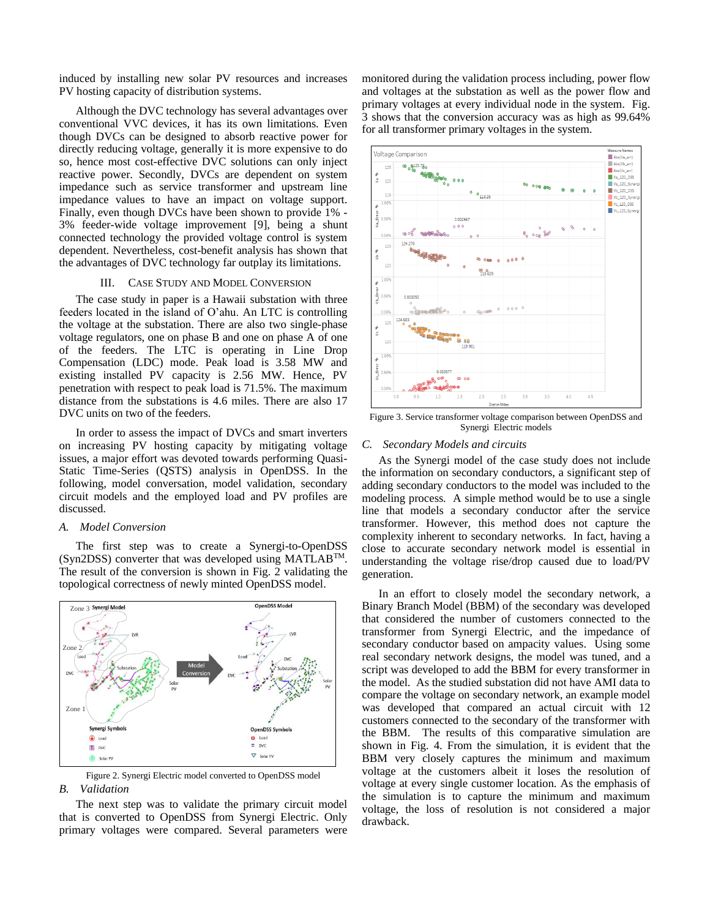induced by installing new solar PV resources and increases PV hosting capacity of distribution systems.

Although the DVC technology has several advantages over conventional VVC devices, it has its own limitations. Even though DVCs can be designed to absorb reactive power for directly reducing voltage, generally it is more expensive to do so, hence most cost-effective DVC solutions can only inject reactive power. Secondly, DVCs are dependent on system impedance such as service transformer and upstream line impedance values to have an impact on voltage support. Finally, even though DVCs have been shown to provide 1% - 3% feeder-wide voltage improvement [9], being a shunt connected technology the provided voltage control is system dependent. Nevertheless, cost-benefit analysis has shown that the advantages of DVC technology far outplay its limitations.

## III. Case Study and Model Conversion

The case study in paper is a Hawaii substation with three feeders located in the island of O'ahu. An LTC is controlling the voltage at the substation. There are also two single-phase voltage regulators, one on phase B and one on phase A of one of the feeders. The LTC is operating in Line Drop Compensation (LDC) mode. Peak load is 3.58 MW and existing installed PV capacity is 2.56 MW. Hence, PV penetration with respect to peak load is 71.5%. The maximum distance from the substations is 4.6 miles. There are also 17 DVC units on two of the feeders.

In order to assess the impact of DVCs and smart inverters on increasing PV hosting capacity by mitigating voltage issues, a major effort was devoted towards performing Quasi-Static Time-Series (QSTS) analysis in OpenDSS. In the following, model conversation, model validation, secondary circuit models and the employed load and PV profiles are discussed.

### A. Model Conversion

The first step was to create a Synergi-to-OpenDSS (Syn2DSS) converter that was developed using MATLAB$^{TM}$. The result of the conversion is shown in Fig. 2 validating the topological correctness of newly minted OpenDSS model.

Figure 2. Synergi Electric model converted to OpenDSS model

### B. Validation

The next step was to validate the primary circuit model that is converted to OpenDSS from Synergi Electric. Only primary voltages were compared. Several parameters were monitored during the validation process including, power flow and voltages at the substation as well as the power flow and primary voltages at every individual node in the system. Fig. 3 shows that the conversion accuracy was as high as 99.64% for all transformer primary voltages in the system.

Figure 3. Service transformer voltage comparison between OpenDSS and Synergi Electric models

### C. Secondary Models and circuits

As the Synergi model of the case study does not include the information on secondary conductors, a significant step of adding secondary conductors to the model was included to the modeling process. A simple method would be to use a single line that models a secondary conductor after the service transformer. However, this method does not capture the complexity inherent to secondary networks. In fact, having a close to accurate secondary network model is essential in understanding the voltage rise/drop caused due to load/PV generation.

In an effort to closely model the secondary network, a Binary Branch Model (BBM) of the secondary was developed that considered the number of customers connected to the transformer from Synergi Electric, and the impedance of secondary conductor based on ampacity values. Using some real secondary network designs, the model was tuned, and a script was developed to add the BBM for every transformer in the model. As the studied substation did not have AMI data to compare the voltage on secondary network, an example model was developed that compared an actual circuit with 12 customers connected to the secondary of the transformer with the BBM. The results of this comparative simulation are shown in Fig. 4. From the simulation, it is evident that the BBM very closely captures the minimum and maximum voltage at the customers albeit it loses the resolution of voltage at every single customer location. As the emphasis of the simulation is to capture the minimum and maximum voltage, the loss of resolution is not considered a major drawback.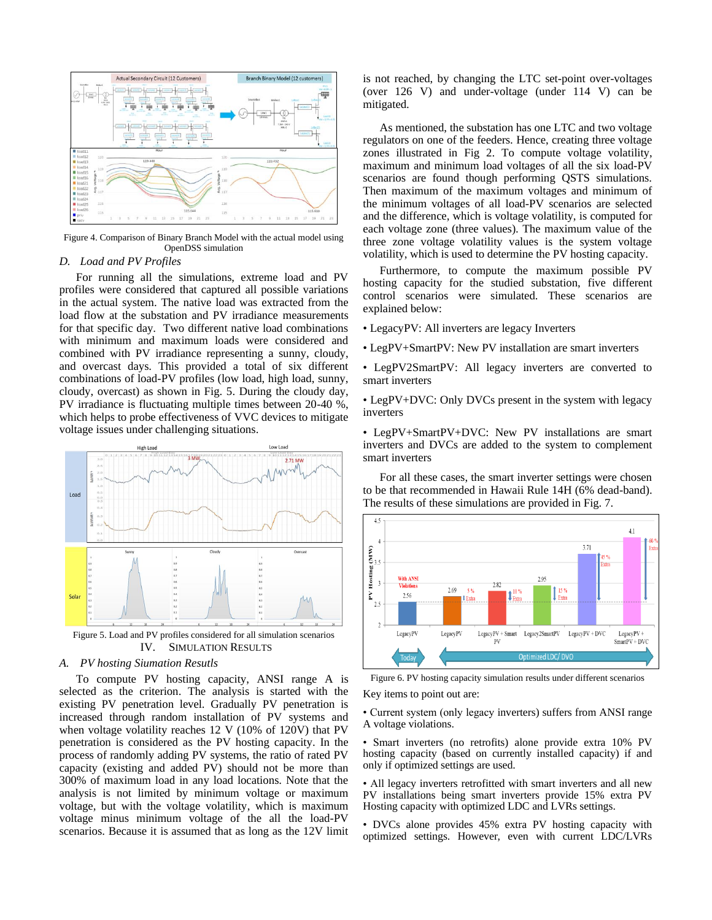Figure 4. Comparison of Binary Branch Model with the actual model using OpenDSS simulation

### *D. Load and PV Profiles*

For running all the simulations, extreme load and PV profiles were considered that captured all possible variations in the actual system. The native load was extracted from the load flow at the substation and PV irradiance measurements for that specific day. Two different native load combinations with minimum and maximum loads were considered and combined with PV irradiance representing a sunny, cloudy, and overcast days. This provided a total of six different combinations of load-PV profiles (low load, high load, sunny, cloudy, overcast) as shown in Fig. 5. During the cloudy day, PV irradiance is fluctuating multiple times between 20-40 %, which helps to probe effectiveness of VVC devices to mitigate voltage issues under challenging situations.

Figure 5. Load and PV profiles considered for all simulation scenarios

## IV. Simulation Results

### *A. PV hosting Siumation Results*

To compute PV hosting capacity, ANSI range A is selected as the criterion. The analysis is started with the existing PV penetration level. Gradually PV penetration is increased through random installation of PV systems and when voltage volatility reaches 12 V (10% of 120V) that PV penetration is considered as the PV hosting capacity. In the process of randomly adding PV systems, the ratio of rated PV capacity (existing and added PV) should not be more than 300% of maximum load in any load locations. Note that the analysis is not limited by minimum voltage or maximum voltage, but with the voltage volatility, which is maximum voltage minus minimum voltage of the all the load-PV scenarios. Because it is assumed that as long as the 12V limit is not reached, by changing the LTC set-point over-voltages (over 126 V) and under-voltage (under 114 V) can be mitigated.

As mentioned, the substation has one LTC and two voltage regulators on one of the feeders. Hence, creating three voltage zones illustrated in Fig 2. To compute voltage volatility, maximum and minimum load voltages of all the six load-PV scenarios are found though performing QSTS simulations. Then maximum of the maximum voltages and minimum of the minimum voltages of all load-PV scenarios are selected and the difference, which is voltage volatility, is computed for each voltage zone (three values). The maximum value of the three zone voltage volatility values is the system voltage volatility, which is used to determine the PV hosting capacity.

Furthermore, to compute the maximum possible PV hosting capacity for the studied substation, five different control scenarios were simulated. These scenarios are explained below:

- LegacyPV: All inverters are legacy Inverters
- LegPV+SmartPV: New PV installation are smart inverters
- LegPV2SmartPV: All legacy inverters are converted to smart inverters
- LegPV+DVC: Only DVCs present in the system with legacy inverters
- LegPV+SmartPV+DVC: New PV installations are smart inverters and DVCs are added to the system to complement smart inverters

For all these cases, the smart inverter settings were chosen to be that recommended in Hawaii Rule 14H (6% dead-band). The results of these simulations are provided in Fig. 7.

Figure 6. PV hosting capacity simulation results under different scenarios

Key items to point out are:

- Current system (only legacy inverters) suffers from ANSI range A voltage violations.
- Smart inverters (no retrofits) alone provide extra 10% PV hosting capacity (based on currently installed capacity) if and only if optimized settings are used.
- All legacy inverters retrofitted with smart inverters and all new PV installations being smart inverters provide 15% extra PV Hosting capacity with optimized LDC and LVRs settings.
- DVCs alone provides 45% extra PV hosting capacity with optimized settings. However, even with current LDC/LVRs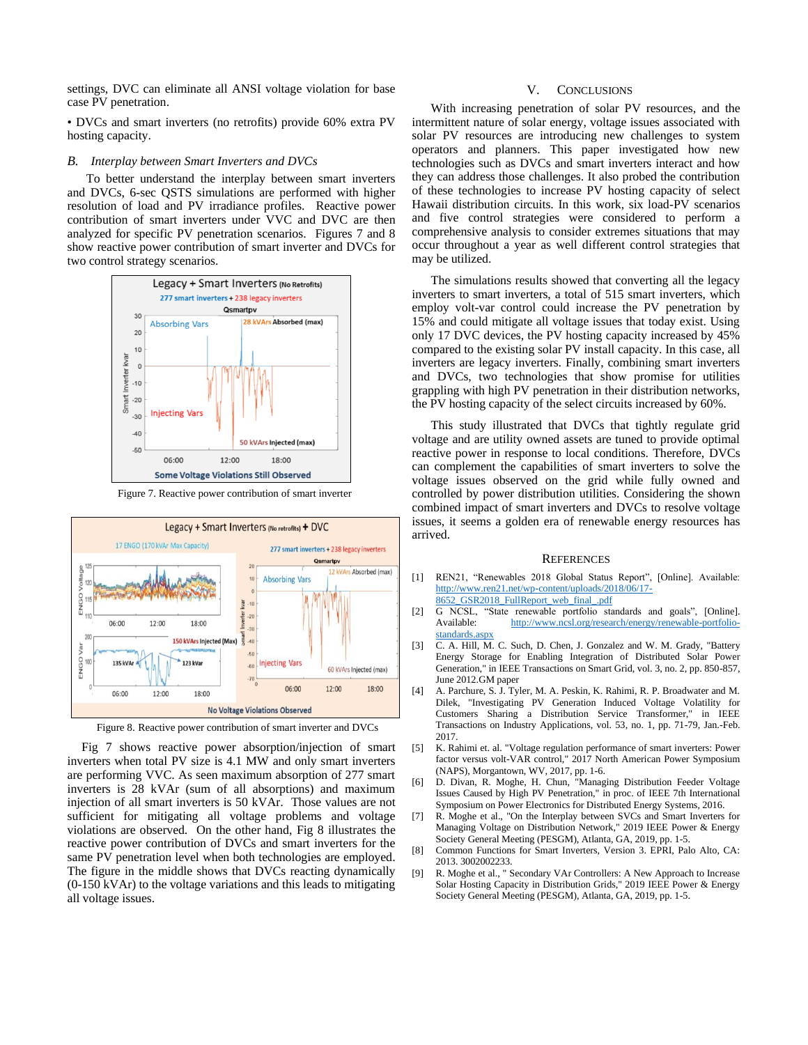settings, DVC can eliminate all ANSI voltage violation for base case PV penetration.

- DVCs and smart inverters (no retrofits) provide 60% extra PV hosting capacity.

### B. Interplay between Smart Inverters and DVCs

To better understand the interplay between smart inverters and DVCs, 6-sec QSTS simulations are performed with higher resolution of load and PV irradiance profiles. Reactive power contribution of smart inverters under VVC and DVC are then analyzed for specific PV penetration scenarios. Figures 7 and 8 show reactive power contribution of smart inverter and DVCs for two control strategy scenarios.

Legacy + Smart Inverters (No Retrofits)
277 smart inverters + 238 legacy inverters
Qsmartpv
Absorbing Vars
28 kVArs Absorbed (max)
Injecting Vars
50 kVArs Injected (max)
Smart Inverter kvar
30
20
10
0
-10
-20
-30
-40
-50
06:00
12:00
18:00
Some Voltage Violations Still Observed

Figure 7. Reactive power contribution of smart inverter

Legacy + Smart Inverters (No retrofits) + DVC
17 ENGO (170 kVAr Max Capacity)
ENGO Voltage
125
120
115
110
06:00
12:00
18:00
ENGO Var
200
100
0
150 kVArs Injected (Max)
135 kVAr
123 kVar
06:00
12:00
18:00
277 smart inverters + 238 legacy inverters
Qsmartpv
Absorbing Vars
12 kVArs Absorbed (max)
Injecting Vars
60 kVArs Injected (max)
Smart Inverter kvar
20
10
0
-10
-20
-30
-40
-50
-60
-70
06:00
12:00
18:00
No Voltage Violations Observed

Figure 8. Reactive power contribution of smart inverter and DVCs

Fig 7 shows reactive power absorption/injection of smart inverters when total PV size is 4.1 MW and only smart inverters are performing VVC. As seen maximum absorption of 277 smart inverters is 28 kVAr (sum of all absorptions) and maximum injection of all smart inverters is 50 kVAr. Those values are not sufficient for mitigating all voltage problems and voltage violations are observed. On the other hand, Fig 8 illustrates the reactive power contribution of DVCs and smart inverters for the same PV penetration level when both technologies are employed. The figure in the middle shows that DVCs reacting dynamically (0-150 kVAr) to the voltage variations and this leads to mitigating all voltage issues.

## V. Conclusions

With increasing penetration of solar PV resources, and the intermittent nature of solar energy, voltage issues associated with solar PV resources are introducing new challenges to system operators and planners. This paper investigated how new technologies such as DVCs and smart inverters interact and how they can address those challenges. It also probed the contribution of these technologies to increase PV hosting capacity of select Hawaii distribution circuits. In this work, six load-PV scenarios and five control strategies were considered to perform a comprehensive analysis to consider extremes situations that may occur throughout a year as well different control strategies that may be utilized.

The simulations results showed that converting all the legacy inverters to smart inverters, a total of 515 smart inverters, which employ volt-var control could increase the PV penetration by 15% and could mitigate all voltage issues that today exist. Using only 17 DVC devices, the PV hosting capacity increased by 45% compared to the existing solar PV install capacity. In this case, all inverters are legacy inverters. Finally, combining smart inverters and DVCs, two technologies that show promise for utilities grappling with high PV penetration in their distribution networks, the PV hosting capacity of the select circuits increased by 60%.

This study illustrated that DVCs that tightly regulate grid voltage and are utility owned assets are tuned to provide optimal reactive power in response to local conditions. Therefore, DVCs can complement the capabilities of smart inverters to solve the voltage issues observed on the grid while fully owned and controlled by power distribution utilities. Considering the shown combined impact of smart inverters and DVCs to resolve voltage issues, it seems a golden era of renewable energy resources has arrived.

## References

[1] REN21, "Renewables 2018 Global Status Report", [Online]. Available: http://www.ren21.net/wp-content/uploads/2018/06/17-8652_GSR2018_FullReport_web_final_.pdf

[2] G NCSL, "State renewable portfolio standards and goals", [Online]. Available: http://www.ncsl.org/research/energy/renewable-portfolio-standards.aspx

[3] C. A. Hill, M. C. Such, D. Chen, J. Gonzalez and W. M. Grady, "Battery Energy Storage for Enabling Integration of Distributed Solar Power Generation," in IEEE Transactions on Smart Grid, vol. 3, no. 2, pp. 850-857, June 2012.GM paper

[4] A. Parchure, S. J. Tyler, M. A. Peskin, K. Rahimi, R. P. Broadwater and M. Dilek, "Investigating PV Generation Induced Voltage Volatility for Customers Sharing a Distribution Service Transformer," in IEEE Transactions on Industry Applications, vol. 53, no. 1, pp. 71-79, Jan.-Feb. 2017.

[5] K. Rahimi et. al. "Voltage regulation performance of smart inverters: Power factor versus volt-VAR control," 2017 North American Power Symposium (NAPS), Morgantown, WV, 2017, pp. 1-6.

[6] D. Divan, R. Moghe, H. Chun, "Managing Distribution Feeder Voltage Issues Caused by High PV Penetration," in proc. of IEEE 7th International Symposium on Power Electronics for Distributed Energy Systems, 2016.

[7] R. Moghe et al., "On the Interplay between SVCs and Smart Inverters for Managing Voltage on Distribution Network," 2019 IEEE Power & Energy Society General Meeting (PESGM), Atlanta, GA, 2019, pp. 1-5.

[8] Common Functions for Smart Inverters, Version 3. EPRI, Palo Alto, CA: 2013. 3002002233.

[9] R. Moghe et al., " Secondary VAr Controllers: A New Approach to Increase Solar Hosting Capacity in Distribution Grids," 2019 IEEE Power & Energy Society General Meeting (PESGM), Atlanta, GA, 2019, pp. 1-5.